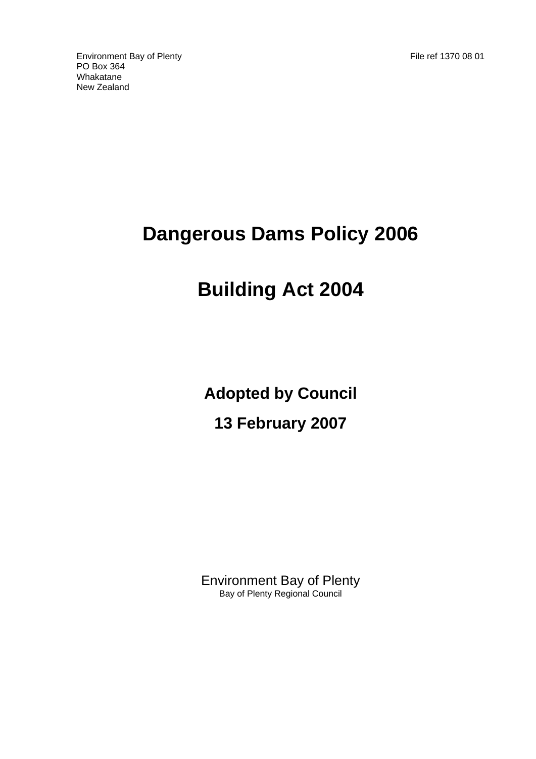Environment Bay of Plenty
PO Box 364
Whakatane
New Zealand

File ref 1370 08 01

# Dangerous Dams Policy 2006

# Building Act 2004

## Adopted by Council

## 13 February 2007

Environment Bay of Plenty
Bay of Plenty Regional Council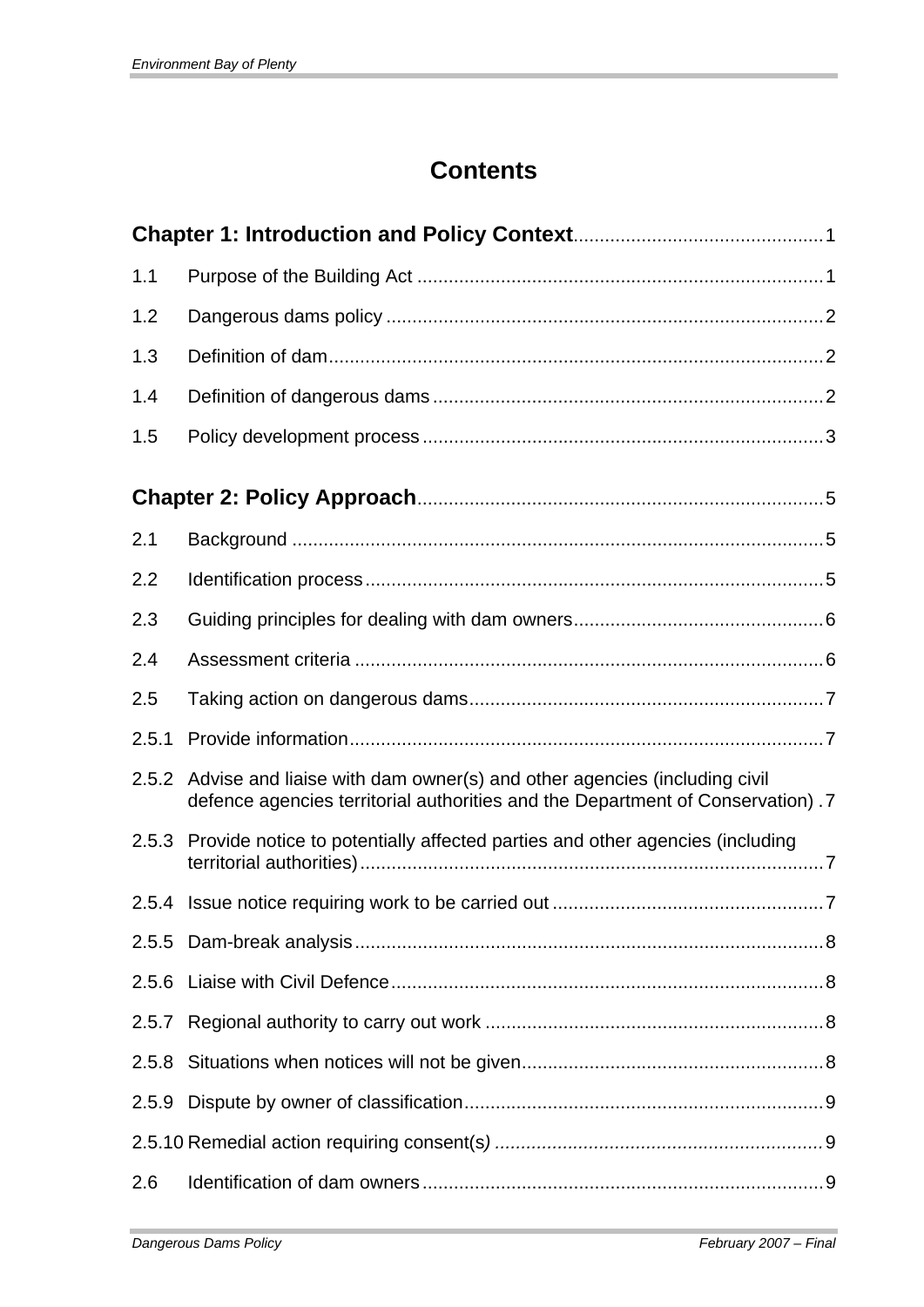# Contents

**Chapter 1: Introduction and Policy Context** 1

1.1 Purpose of the Building Act 1

1.2 Dangerous dams policy 2

1.3 Definition of dam 2

1.4 Definition of dangerous dams 2

1.5 Policy development process 3

**Chapter 2: Policy Approach** 5

2.1 Background 5

2.2 Identification process 5

2.3 Guiding principles for dealing with dam owners 6

2.4 Assessment criteria 6

2.5 Taking action on dangerous dams 7

2.5.1 Provide information 7

2.5.2 Advise and liaise with dam owner(s) and other agencies (including civil defence agencies territorial authorities and the Department of Conservation) 7

2.5.3 Provide notice to potentially affected parties and other agencies (including territorial authorities) 7

2.5.4 Issue notice requiring work to be carried out 7

2.5.5 Dam-break analysis 8

2.5.6 Liaise with Civil Defence 8

2.5.7 Regional authority to carry out work 8

2.5.8 Situations when notices will not be given 8

2.5.9 Dispute by owner of classification 9

2.5.10 Remedial action requiring consent(s) 9

2.6 Identification of dam owners 9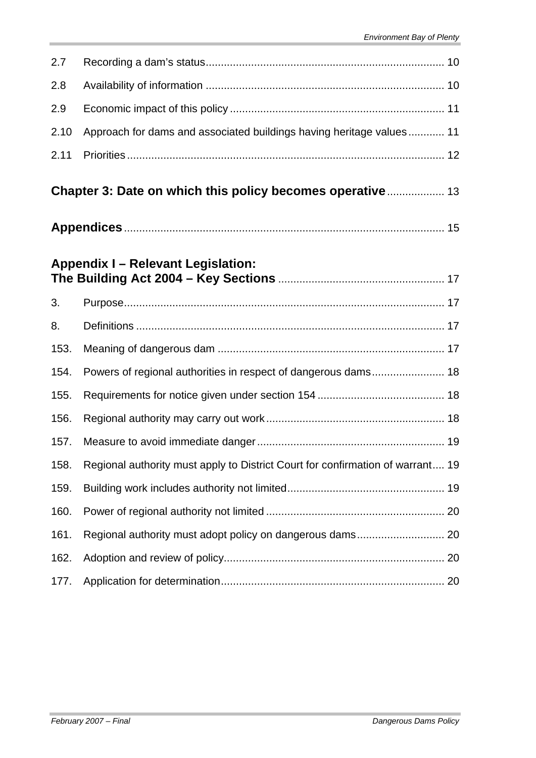| | | |
|---|---|---|
| 2.7 | Recording a dam’s status | 10 |
| 2.8 | Availability of information | 10 |
| 2.9 | Economic impact of this policy | 11 |
| 2.10 | Approach for dams and associated buildings having heritage values | 11 |
| 2.11 | Priorities | 12 |

**Chapter 3: Date on which this policy becomes operative** .................. 13

**Appendices** .................................................................................................. 15

**Appendix I – Relevant Legislation:**
**The Building Act 2004 – Key Sections** ...................................................... 17

| | | |
|---|---|---|
| 3. | Purpose | 17 |
| 8. | Definitions | 17 |
| 153. | Meaning of dangerous dam | 17 |
| 154. | Powers of regional authorities in respect of dangerous dams | 18 |
| 155. | Requirements for notice given under section 154 | 18 |
| 156. | Regional authority may carry out work | 18 |
| 157. | Measure to avoid immediate danger | 19 |
| 158. | Regional authority must apply to District Court for confirmation of warrant | 19 |
| 159. | Building work includes authority not limited | 19 |
| 160. | Power of regional authority not limited | 20 |
| 161. | Regional authority must adopt policy on dangerous dams | 20 |
| 162. | Adoption and review of policy | 20 |
| 177. | Application for determination | 20 |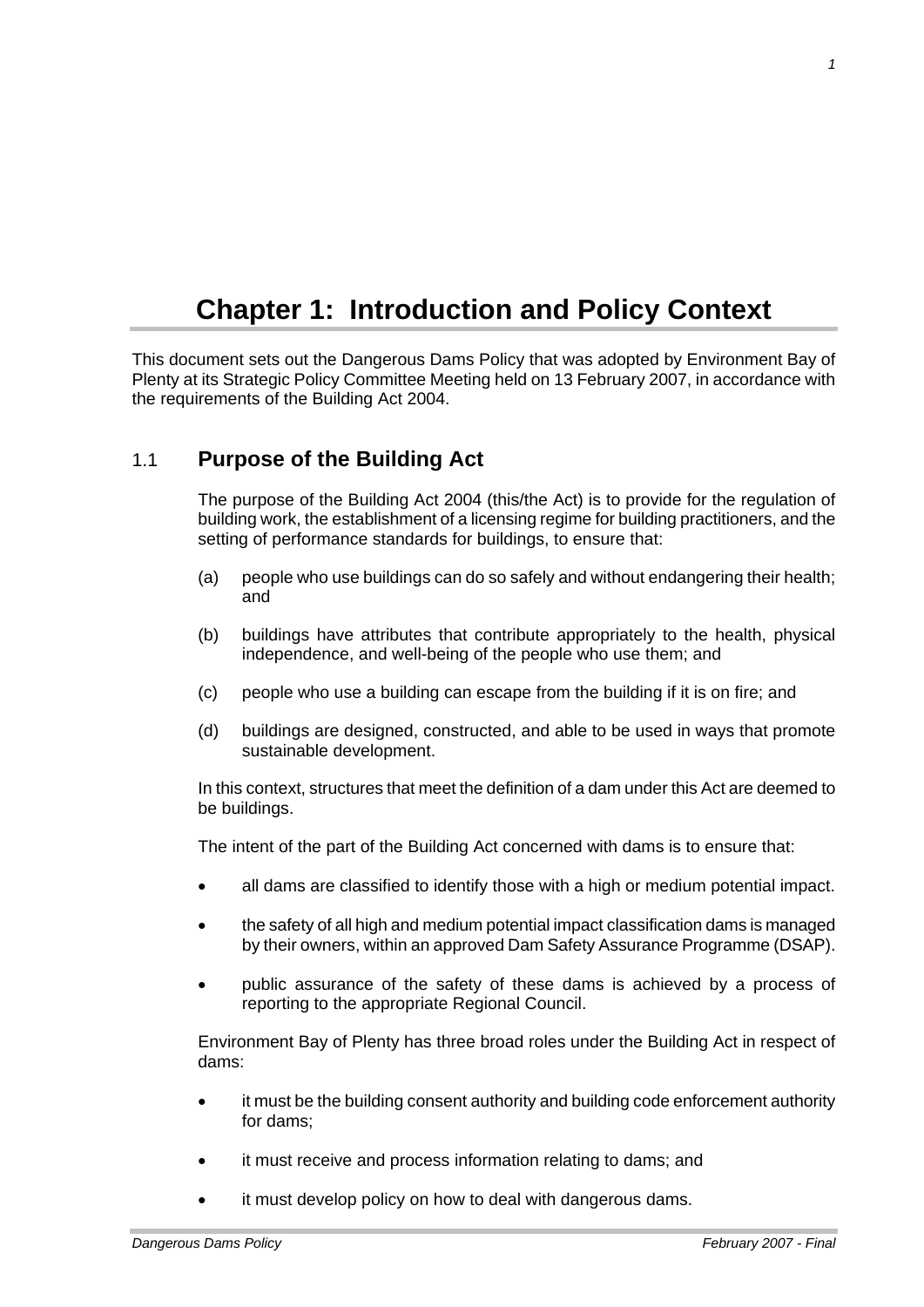# Chapter 1: Introduction and Policy Context

This document sets out the Dangerous Dams Policy that was adopted by Environment Bay of Plenty at its Strategic Policy Committee Meeting held on 13 February 2007, in accordance with the requirements of the Building Act 2004.

## 1.1 Purpose of the Building Act

The purpose of the Building Act 2004 (this/the Act) is to provide for the regulation of building work, the establishment of a licensing regime for building practitioners, and the setting of performance standards for buildings, to ensure that:

(a) people who use buildings can do so safely and without endangering their health; and

(b) buildings have attributes that contribute appropriately to the health, physical independence, and well-being of the people who use them; and

(c) people who use a building can escape from the building if it is on fire; and

(d) buildings are designed, constructed, and able to be used in ways that promote sustainable development.

In this context, structures that meet the definition of a dam under this Act are deemed to be buildings.

The intent of the part of the Building Act concerned with dams is to ensure that:

- all dams are classified to identify those with a high or medium potential impact.
- the safety of all high and medium potential impact classification dams is managed by their owners, within an approved Dam Safety Assurance Programme (DSAP).
- public assurance of the safety of these dams is achieved by a process of reporting to the appropriate Regional Council.

Environment Bay of Plenty has three broad roles under the Building Act in respect of dams:

- it must be the building consent authority and building code enforcement authority for dams;
- it must receive and process information relating to dams; and
- it must develop policy on how to deal with dangerous dams.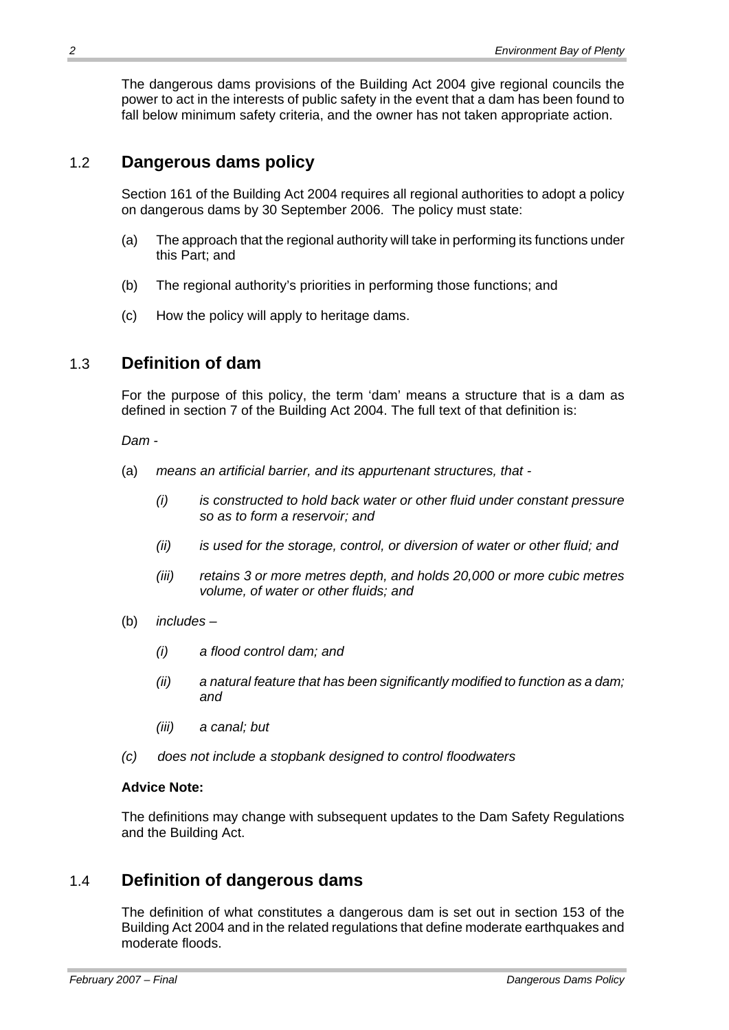The dangerous dams provisions of the Building Act 2004 give regional councils the power to act in the interests of public safety in the event that a dam has been found to fall below minimum safety criteria, and the owner has not taken appropriate action.

## 1.2 Dangerous dams policy

Section 161 of the Building Act 2004 requires all regional authorities to adopt a policy on dangerous dams by 30 September 2006. The policy must state:

(a) The approach that the regional authority will take in performing its functions under this Part; and

(b) The regional authority's priorities in performing those functions; and

(c) How the policy will apply to heritage dams.

## 1.3 Definition of dam

For the purpose of this policy, the term 'dam' means a structure that is a dam as defined in section 7 of the Building Act 2004. The full text of that definition is:

*Dam -*

(a) *means an artificial barrier, and its appurtenant structures, that -*

  *(i) is constructed to hold back water or other fluid under constant pressure so as to form a reservoir; and*

  *(ii) is used for the storage, control, or diversion of water or other fluid; and*

  *(iii) retains 3 or more metres depth, and holds 20,000 or more cubic metres volume, of water or other fluids; and*

(b) *includes –*

  *(i) a flood control dam; and*

  *(ii) a natural feature that has been significantly modified to function as a dam; and*

  *(iii) a canal; but*

*(c) does not include a stopbank designed to control floodwaters*

**Advice Note:**

The definitions may change with subsequent updates to the Dam Safety Regulations and the Building Act.

## 1.4 Definition of dangerous dams

The definition of what constitutes a dangerous dam is set out in section 153 of the Building Act 2004 and in the related regulations that define moderate earthquakes and moderate floods.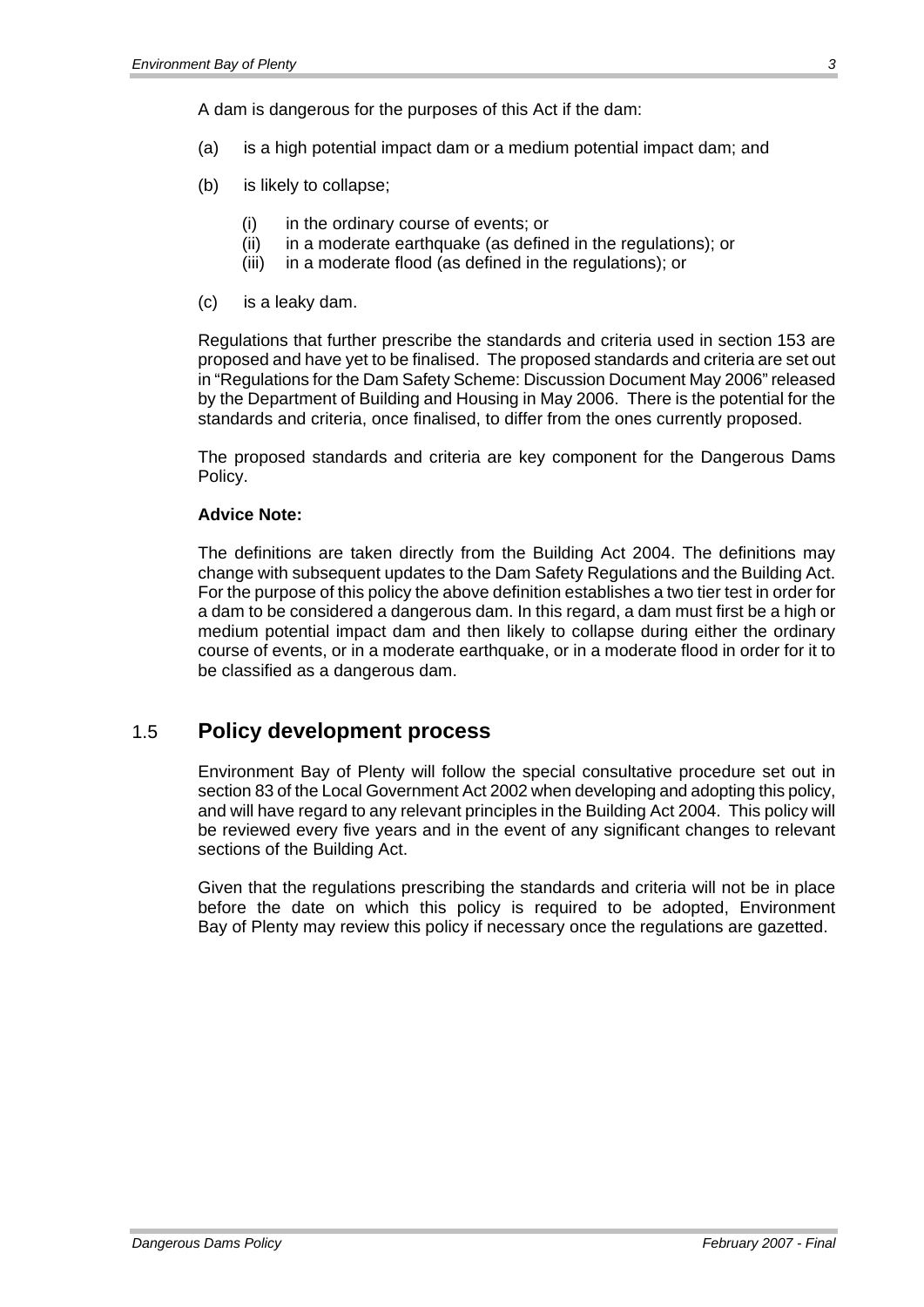A dam is dangerous for the purposes of this Act if the dam:

(a) is a high potential impact dam or a medium potential impact dam; and

(b) is likely to collapse;

- (i) in the ordinary course of events; or
- (ii) in a moderate earthquake (as defined in the regulations); or
- (iii) in a moderate flood (as defined in the regulations); or

(c) is a leaky dam.

Regulations that further prescribe the standards and criteria used in section 153 are proposed and have yet to be finalised. The proposed standards and criteria are set out in "Regulations for the Dam Safety Scheme: Discussion Document May 2006" released by the Department of Building and Housing in May 2006. There is the potential for the standards and criteria, once finalised, to differ from the ones currently proposed.

The proposed standards and criteria are key component for the Dangerous Dams Policy.

**Advice Note:**

The definitions are taken directly from the Building Act 2004. The definitions may change with subsequent updates to the Dam Safety Regulations and the Building Act. For the purpose of this policy the above definition establishes a two tier test in order for a dam to be considered a dangerous dam. In this regard, a dam must first be a high or medium potential impact dam and then likely to collapse during either the ordinary course of events, or in a moderate earthquake, or in a moderate flood in order for it to be classified as a dangerous dam.

## 1.5 Policy development process

Environment Bay of Plenty will follow the special consultative procedure set out in section 83 of the Local Government Act 2002 when developing and adopting this policy, and will have regard to any relevant principles in the Building Act 2004. This policy will be reviewed every five years and in the event of any significant changes to relevant sections of the Building Act.

Given that the regulations prescribing the standards and criteria will not be in place before the date on which this policy is required to be adopted, Environment Bay of Plenty may review this policy if necessary once the regulations are gazetted.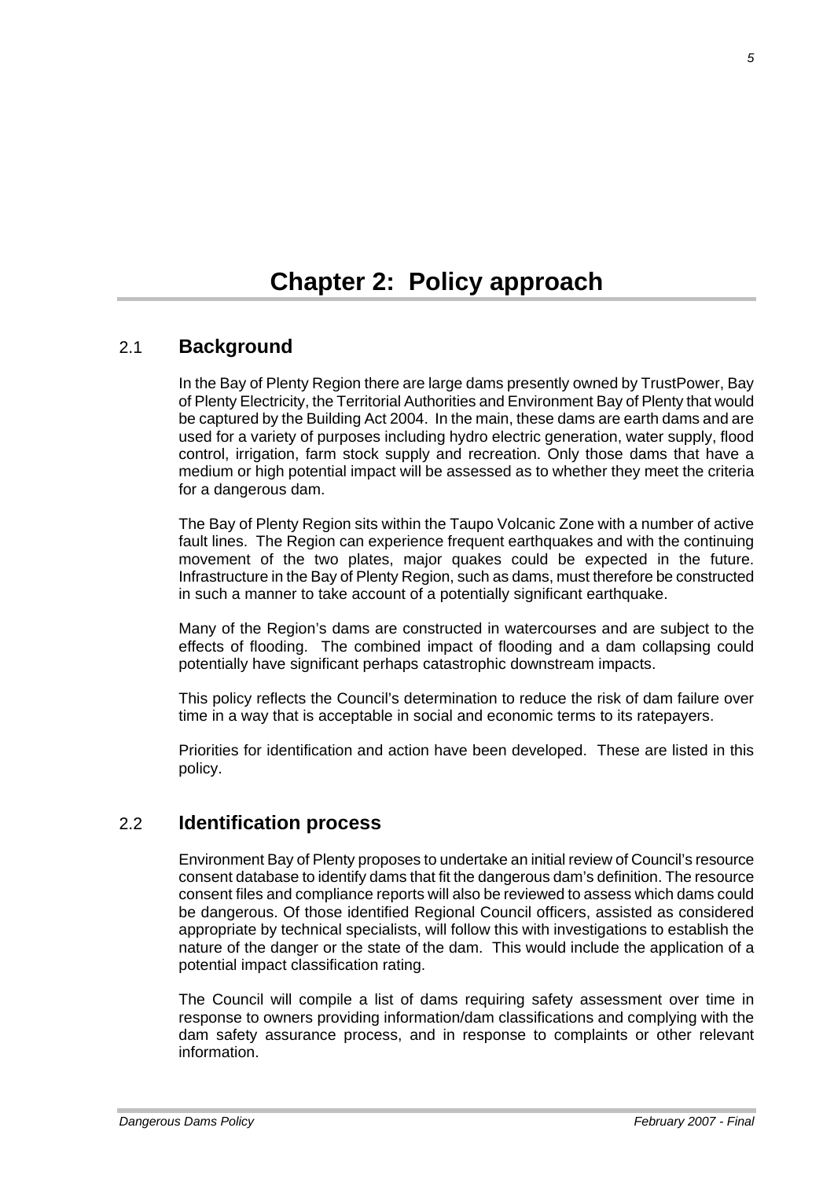# Chapter 2: Policy approach

## 2.1 Background

In the Bay of Plenty Region there are large dams presently owned by TrustPower, Bay of Plenty Electricity, the Territorial Authorities and Environment Bay of Plenty that would be captured by the Building Act 2004. In the main, these dams are earth dams and are used for a variety of purposes including hydro electric generation, water supply, flood control, irrigation, farm stock supply and recreation. Only those dams that have a medium or high potential impact will be assessed as to whether they meet the criteria for a dangerous dam.

The Bay of Plenty Region sits within the Taupo Volcanic Zone with a number of active fault lines. The Region can experience frequent earthquakes and with the continuing movement of the two plates, major quakes could be expected in the future. Infrastructure in the Bay of Plenty Region, such as dams, must therefore be constructed in such a manner to take account of a potentially significant earthquake.

Many of the Region's dams are constructed in watercourses and are subject to the effects of flooding. The combined impact of flooding and a dam collapsing could potentially have significant perhaps catastrophic downstream impacts.

This policy reflects the Council's determination to reduce the risk of dam failure over time in a way that is acceptable in social and economic terms to its ratepayers.

Priorities for identification and action have been developed. These are listed in this policy.

## 2.2 Identification process

Environment Bay of Plenty proposes to undertake an initial review of Council's resource consent database to identify dams that fit the dangerous dam's definition. The resource consent files and compliance reports will also be reviewed to assess which dams could be dangerous. Of those identified Regional Council officers, assisted as considered appropriate by technical specialists, will follow this with investigations to establish the nature of the danger or the state of the dam. This would include the application of a potential impact classification rating.

The Council will compile a list of dams requiring safety assessment over time in response to owners providing information/dam classifications and complying with the dam safety assurance process, and in response to complaints or other relevant information.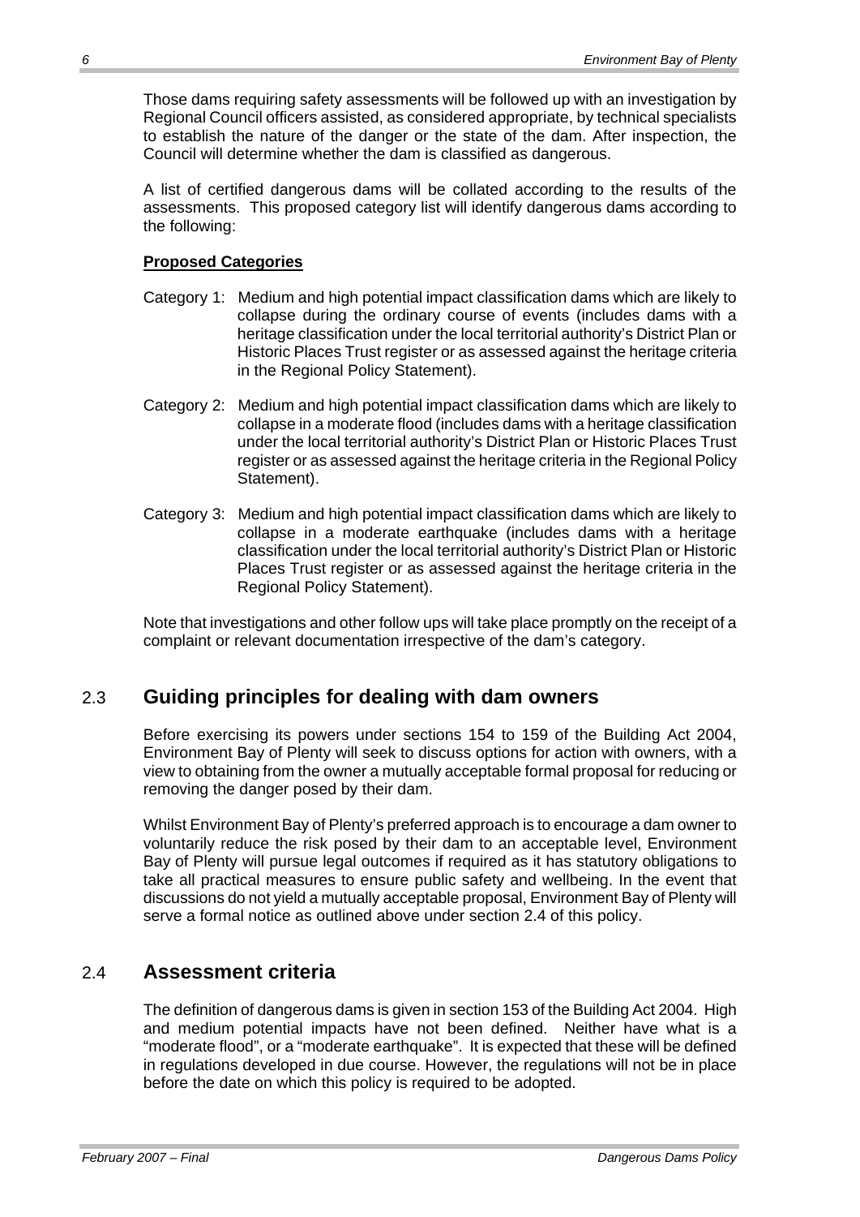Those dams requiring safety assessments will be followed up with an investigation by Regional Council officers assisted, as considered appropriate, by technical specialists to establish the nature of the danger or the state of the dam. After inspection, the Council will determine whether the dam is classified as dangerous.

A list of certified dangerous dams will be collated according to the results of the assessments. This proposed category list will identify dangerous dams according to the following:

**Proposed Categories**

Category 1: Medium and high potential impact classification dams which are likely to collapse during the ordinary course of events (includes dams with a heritage classification under the local territorial authority's District Plan or Historic Places Trust register or as assessed against the heritage criteria in the Regional Policy Statement).

Category 2: Medium and high potential impact classification dams which are likely to collapse in a moderate flood (includes dams with a heritage classification under the local territorial authority's District Plan or Historic Places Trust register or as assessed against the heritage criteria in the Regional Policy Statement).

Category 3: Medium and high potential impact classification dams which are likely to collapse in a moderate earthquake (includes dams with a heritage classification under the local territorial authority's District Plan or Historic Places Trust register or as assessed against the heritage criteria in the Regional Policy Statement).

Note that investigations and other follow ups will take place promptly on the receipt of a complaint or relevant documentation irrespective of the dam's category.

## 2.3 Guiding principles for dealing with dam owners

Before exercising its powers under sections 154 to 159 of the Building Act 2004, Environment Bay of Plenty will seek to discuss options for action with owners, with a view to obtaining from the owner a mutually acceptable formal proposal for reducing or removing the danger posed by their dam.

Whilst Environment Bay of Plenty's preferred approach is to encourage a dam owner to voluntarily reduce the risk posed by their dam to an acceptable level, Environment Bay of Plenty will pursue legal outcomes if required as it has statutory obligations to take all practical measures to ensure public safety and wellbeing. In the event that discussions do not yield a mutually acceptable proposal, Environment Bay of Plenty will serve a formal notice as outlined above under section 2.4 of this policy.

## 2.4 Assessment criteria

The definition of dangerous dams is given in section 153 of the Building Act 2004. High and medium potential impacts have not been defined. Neither have what is a "moderate flood", or a "moderate earthquake". It is expected that these will be defined in regulations developed in due course. However, the regulations will not be in place before the date on which this policy is required to be adopted.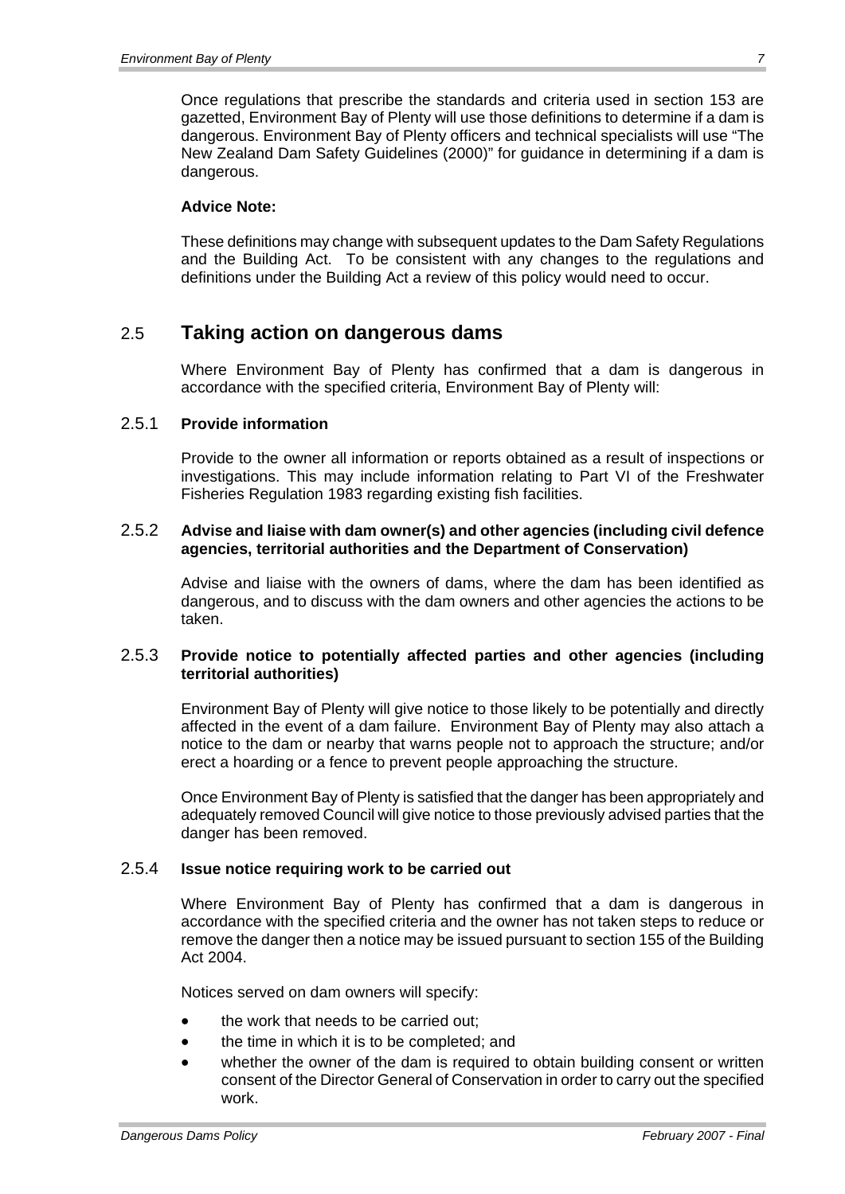Once regulations that prescribe the standards and criteria used in section 153 are gazetted, Environment Bay of Plenty will use those definitions to determine if a dam is dangerous. Environment Bay of Plenty officers and technical specialists will use "The New Zealand Dam Safety Guidelines (2000)" for guidance in determining if a dam is dangerous.

**Advice Note:**

These definitions may change with subsequent updates to the Dam Safety Regulations and the Building Act. To be consistent with any changes to the regulations and definitions under the Building Act a review of this policy would need to occur.

## 2.5 Taking action on dangerous dams

Where Environment Bay of Plenty has confirmed that a dam is dangerous in accordance with the specified criteria, Environment Bay of Plenty will:

### 2.5.1 Provide information

Provide to the owner all information or reports obtained as a result of inspections or investigations. This may include information relating to Part VI of the Freshwater Fisheries Regulation 1983 regarding existing fish facilities.

### 2.5.2 Advise and liaise with dam owner(s) and other agencies (including civil defence agencies, territorial authorities and the Department of Conservation)

Advise and liaise with the owners of dams, where the dam has been identified as dangerous, and to discuss with the dam owners and other agencies the actions to be taken.

### 2.5.3 Provide notice to potentially affected parties and other agencies (including territorial authorities)

Environment Bay of Plenty will give notice to those likely to be potentially and directly affected in the event of a dam failure. Environment Bay of Plenty may also attach a notice to the dam or nearby that warns people not to approach the structure; and/or erect a hoarding or a fence to prevent people approaching the structure.

Once Environment Bay of Plenty is satisfied that the danger has been appropriately and adequately removed Council will give notice to those previously advised parties that the danger has been removed.

### 2.5.4 Issue notice requiring work to be carried out

Where Environment Bay of Plenty has confirmed that a dam is dangerous in accordance with the specified criteria and the owner has not taken steps to reduce or remove the danger then a notice may be issued pursuant to section 155 of the Building Act 2004.

Notices served on dam owners will specify:

- the work that needs to be carried out;
- the time in which it is to be completed; and
- whether the owner of the dam is required to obtain building consent or written consent of the Director General of Conservation in order to carry out the specified work.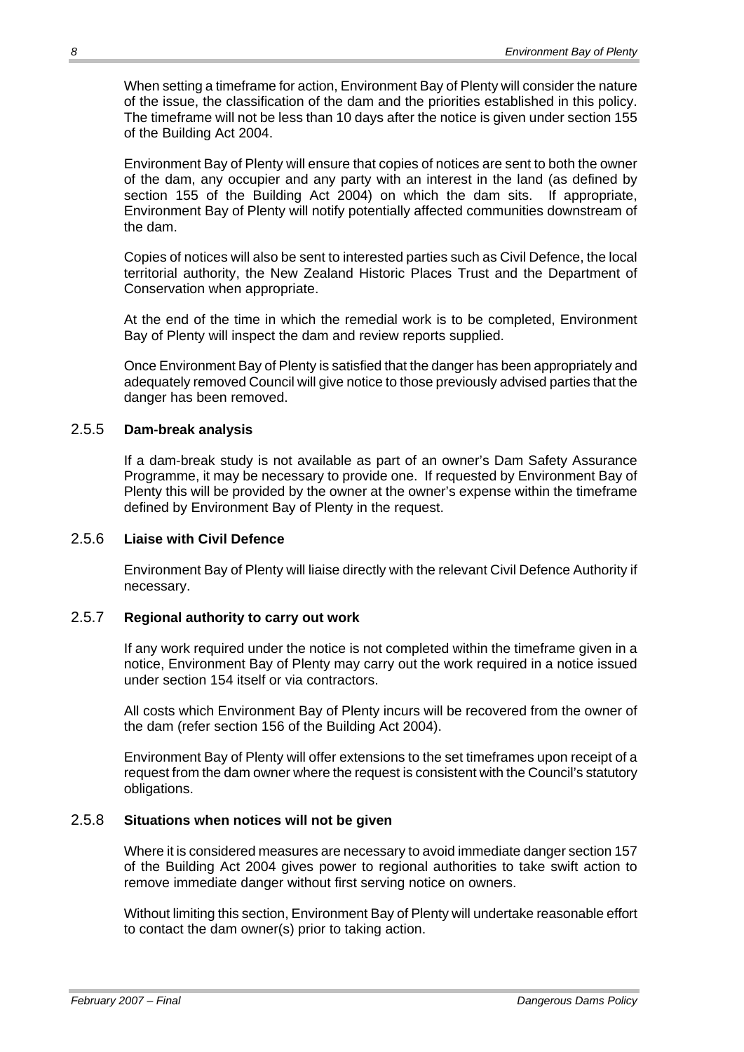When setting a timeframe for action, Environment Bay of Plenty will consider the nature of the issue, the classification of the dam and the priorities established in this policy. The timeframe will not be less than 10 days after the notice is given under section 155 of the Building Act 2004.

Environment Bay of Plenty will ensure that copies of notices are sent to both the owner of the dam, any occupier and any party with an interest in the land (as defined by section 155 of the Building Act 2004) on which the dam sits. If appropriate, Environment Bay of Plenty will notify potentially affected communities downstream of the dam.

Copies of notices will also be sent to interested parties such as Civil Defence, the local territorial authority, the New Zealand Historic Places Trust and the Department of Conservation when appropriate.

At the end of the time in which the remedial work is to be completed, Environment Bay of Plenty will inspect the dam and review reports supplied.

Once Environment Bay of Plenty is satisfied that the danger has been appropriately and adequately removed Council will give notice to those previously advised parties that the danger has been removed.

### 2.5.5 Dam-break analysis

If a dam-break study is not available as part of an owner's Dam Safety Assurance Programme, it may be necessary to provide one. If requested by Environment Bay of Plenty this will be provided by the owner at the owner's expense within the timeframe defined by Environment Bay of Plenty in the request.

### 2.5.6 Liaise with Civil Defence

Environment Bay of Plenty will liaise directly with the relevant Civil Defence Authority if necessary.

### 2.5.7 Regional authority to carry out work

If any work required under the notice is not completed within the timeframe given in a notice, Environment Bay of Plenty may carry out the work required in a notice issued under section 154 itself or via contractors.

All costs which Environment Bay of Plenty incurs will be recovered from the owner of the dam (refer section 156 of the Building Act 2004).

Environment Bay of Plenty will offer extensions to the set timeframes upon receipt of a request from the dam owner where the request is consistent with the Council's statutory obligations.

### 2.5.8 Situations when notices will not be given

Where it is considered measures are necessary to avoid immediate danger section 157 of the Building Act 2004 gives power to regional authorities to take swift action to remove immediate danger without first serving notice on owners.

Without limiting this section, Environment Bay of Plenty will undertake reasonable effort to contact the dam owner(s) prior to taking action.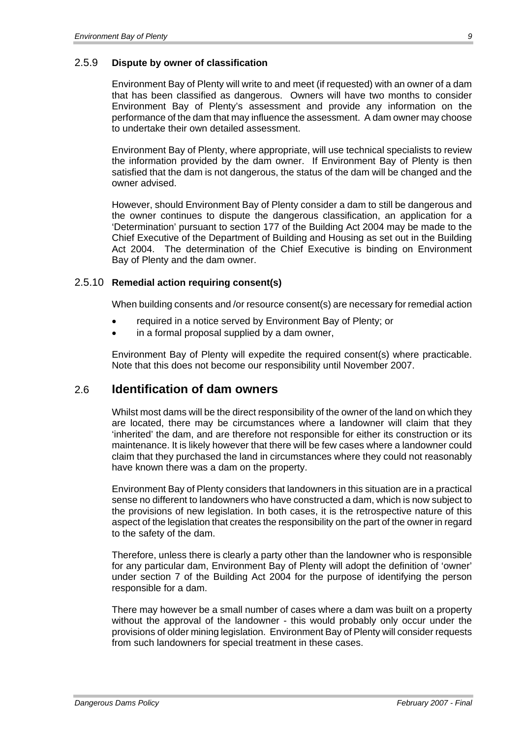### 2.5.9 **Dispute by owner of classification**

Environment Bay of Plenty will write to and meet (if requested) with an owner of a dam that has been classified as dangerous. Owners will have two months to consider Environment Bay of Plenty's assessment and provide any information on the performance of the dam that may influence the assessment. A dam owner may choose to undertake their own detailed assessment.

Environment Bay of Plenty, where appropriate, will use technical specialists to review the information provided by the dam owner. If Environment Bay of Plenty is then satisfied that the dam is not dangerous, the status of the dam will be changed and the owner advised.

However, should Environment Bay of Plenty consider a dam to still be dangerous and the owner continues to dispute the dangerous classification, an application for a 'Determination' pursuant to section 177 of the Building Act 2004 may be made to the Chief Executive of the Department of Building and Housing as set out in the Building Act 2004. The determination of the Chief Executive is binding on Environment Bay of Plenty and the dam owner.

### 2.5.10 **Remedial action requiring consent(s)**

When building consents and /or resource consent(s) are necessary for remedial action

- required in a notice served by Environment Bay of Plenty; or
- in a formal proposal supplied by a dam owner,

Environment Bay of Plenty will expedite the required consent(s) where practicable. Note that this does not become our responsibility until November 2007.

## 2.6 **Identification of dam owners**

Whilst most dams will be the direct responsibility of the owner of the land on which they are located, there may be circumstances where a landowner will claim that they 'inherited' the dam, and are therefore not responsible for either its construction or its maintenance. It is likely however that there will be few cases where a landowner could claim that they purchased the land in circumstances where they could not reasonably have known there was a dam on the property.

Environment Bay of Plenty considers that landowners in this situation are in a practical sense no different to landowners who have constructed a dam, which is now subject to the provisions of new legislation. In both cases, it is the retrospective nature of this aspect of the legislation that creates the responsibility on the part of the owner in regard to the safety of the dam.

Therefore, unless there is clearly a party other than the landowner who is responsible for any particular dam, Environment Bay of Plenty will adopt the definition of 'owner' under section 7 of the Building Act 2004 for the purpose of identifying the person responsible for a dam.

There may however be a small number of cases where a dam was built on a property without the approval of the landowner - this would probably only occur under the provisions of older mining legislation. Environment Bay of Plenty will consider requests from such landowners for special treatment in these cases.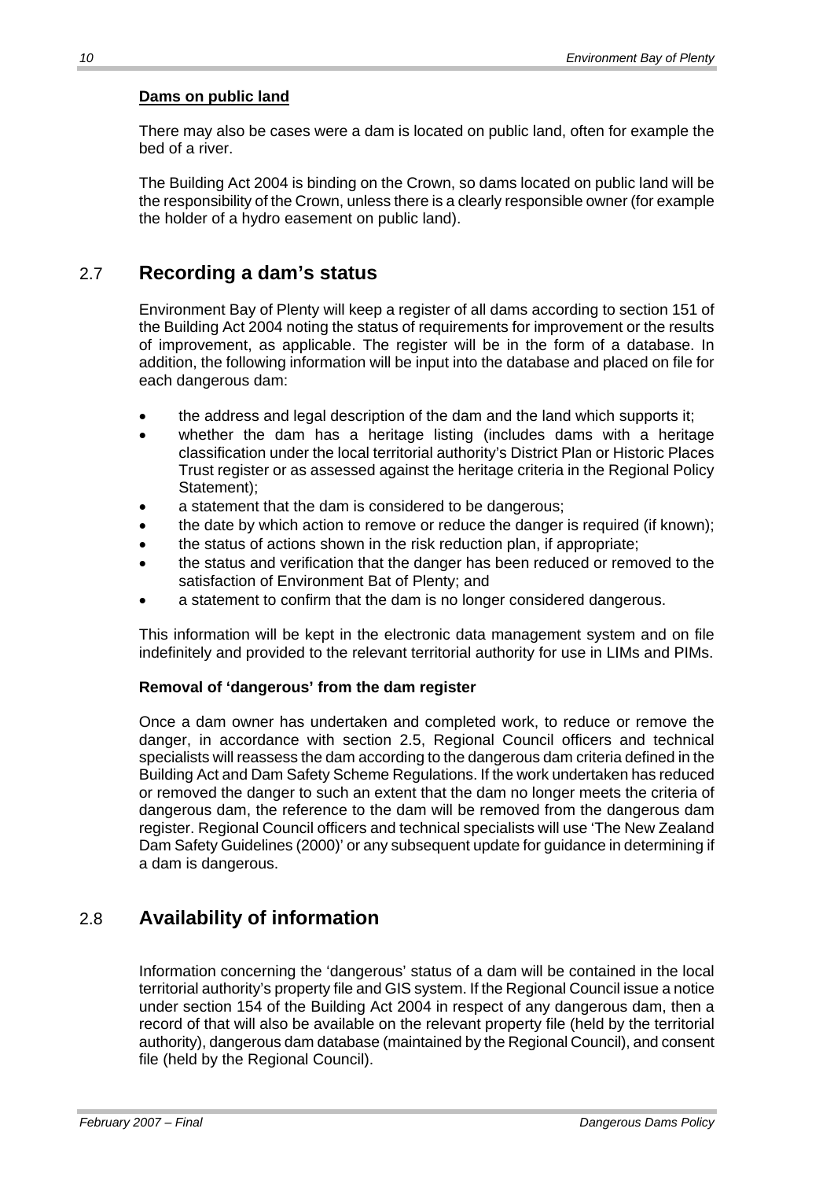**Dams on public land**

There may also be cases were a dam is located on public land, often for example the bed of a river.

The Building Act 2004 is binding on the Crown, so dams located on public land will be the responsibility of the Crown, unless there is a clearly responsible owner (for example the holder of a hydro easement on public land).

## 2.7 Recording a dam's status

Environment Bay of Plenty will keep a register of all dams according to section 151 of the Building Act 2004 noting the status of requirements for improvement or the results of improvement, as applicable. The register will be in the form of a database. In addition, the following information will be input into the database and placed on file for each dangerous dam:

- the address and legal description of the dam and the land which supports it;
- whether the dam has a heritage listing (includes dams with a heritage classification under the local territorial authority's District Plan or Historic Places Trust register or as assessed against the heritage criteria in the Regional Policy Statement);
- a statement that the dam is considered to be dangerous;
- the date by which action to remove or reduce the danger is required (if known);
- the status of actions shown in the risk reduction plan, if appropriate;
- the status and verification that the danger has been reduced or removed to the satisfaction of Environment Bat of Plenty; and
- a statement to confirm that the dam is no longer considered dangerous.

This information will be kept in the electronic data management system and on file indefinitely and provided to the relevant territorial authority for use in LIMs and PIMs.

**Removal of 'dangerous' from the dam register**

Once a dam owner has undertaken and completed work, to reduce or remove the danger, in accordance with section 2.5, Regional Council officers and technical specialists will reassess the dam according to the dangerous dam criteria defined in the Building Act and Dam Safety Scheme Regulations. If the work undertaken has reduced or removed the danger to such an extent that the dam no longer meets the criteria of dangerous dam, the reference to the dam will be removed from the dangerous dam register. Regional Council officers and technical specialists will use 'The New Zealand Dam Safety Guidelines (2000)' or any subsequent update for guidance in determining if a dam is dangerous.

## 2.8 Availability of information

Information concerning the 'dangerous' status of a dam will be contained in the local territorial authority's property file and GIS system. If the Regional Council issue a notice under section 154 of the Building Act 2004 in respect of any dangerous dam, then a record of that will also be available on the relevant property file (held by the territorial authority), dangerous dam database (maintained by the Regional Council), and consent file (held by the Regional Council).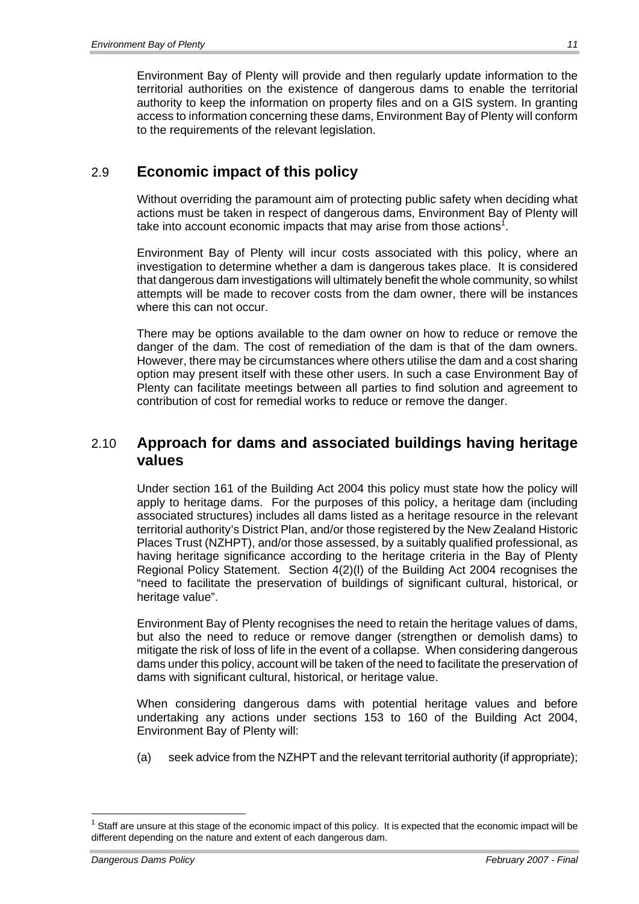Environment Bay of Plenty will provide and then regularly update information to the territorial authorities on the existence of dangerous dams to enable the territorial authority to keep the information on property files and on a GIS system. In granting access to information concerning these dams, Environment Bay of Plenty will conform to the requirements of the relevant legislation.

## 2.9 Economic impact of this policy

Without overriding the paramount aim of protecting public safety when deciding what actions must be taken in respect of dangerous dams, Environment Bay of Plenty will take into account economic impacts that may arise from those actions[1].

Environment Bay of Plenty will incur costs associated with this policy, where an investigation to determine whether a dam is dangerous takes place. It is considered that dangerous dam investigations will ultimately benefit the whole community, so whilst attempts will be made to recover costs from the dam owner, there will be instances where this can not occur.

There may be options available to the dam owner on how to reduce or remove the danger of the dam. The cost of remediation of the dam is that of the dam owners. However, there may be circumstances where others utilise the dam and a cost sharing option may present itself with these other users. In such a case Environment Bay of Plenty can facilitate meetings between all parties to find solution and agreement to contribution of cost for remedial works to reduce or remove the danger.

## 2.10 Approach for dams and associated buildings having heritage values

Under section 161 of the Building Act 2004 this policy must state how the policy will apply to heritage dams. For the purposes of this policy, a heritage dam (including associated structures) includes all dams listed as a heritage resource in the relevant territorial authority's District Plan, and/or those registered by the New Zealand Historic Places Trust (NZHPT), and/or those assessed, by a suitably qualified professional, as having heritage significance according to the heritage criteria in the Bay of Plenty Regional Policy Statement. Section 4(2)(l) of the Building Act 2004 recognises the "need to facilitate the preservation of buildings of significant cultural, historical, or heritage value".

Environment Bay of Plenty recognises the need to retain the heritage values of dams, but also the need to reduce or remove danger (strengthen or demolish dams) to mitigate the risk of loss of life in the event of a collapse. When considering dangerous dams under this policy, account will be taken of the need to facilitate the preservation of dams with significant cultural, historical, or heritage value.

When considering dangerous dams with potential heritage values and before undertaking any actions under sections 153 to 160 of the Building Act 2004, Environment Bay of Plenty will:

(a) seek advice from the NZHPT and the relevant territorial authority (if appropriate);

[1] Staff are unsure at this stage of the economic impact of this policy. It is expected that the economic impact will be different depending on the nature and extent of each dangerous dam.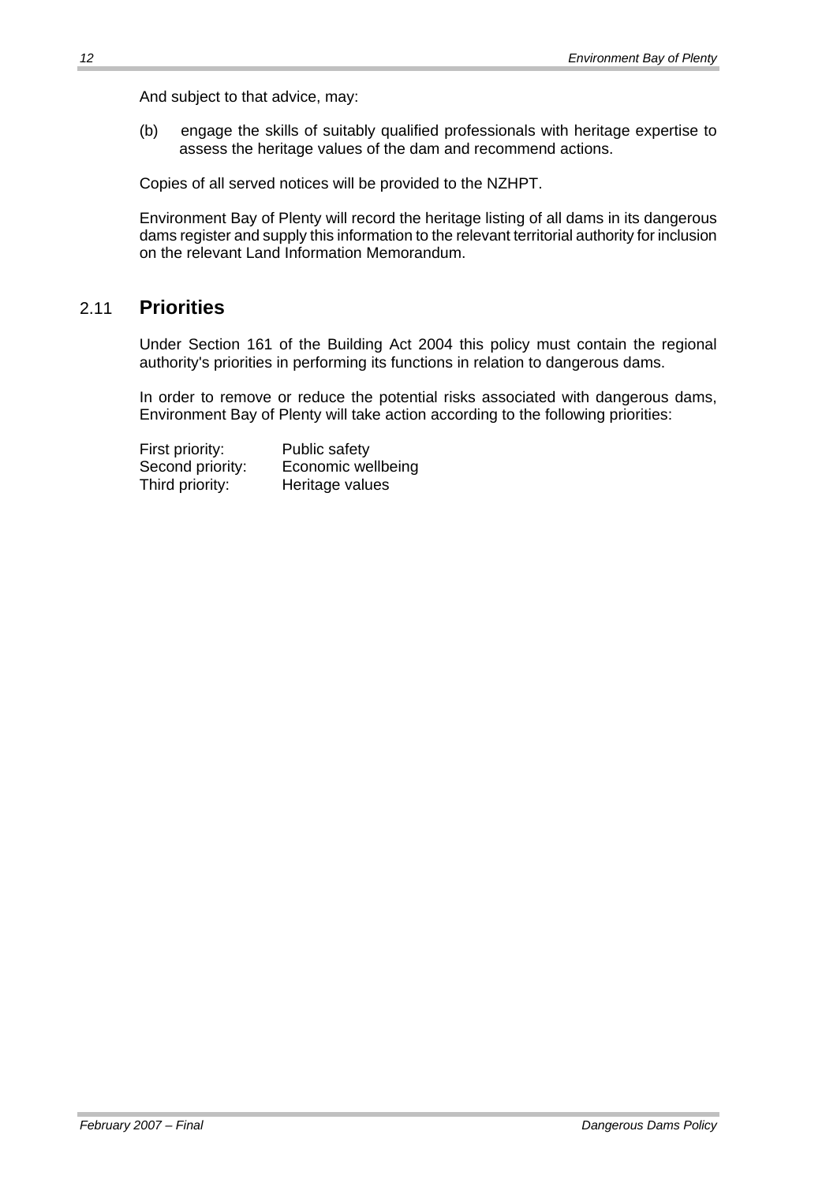And subject to that advice, may:

(b) engage the skills of suitably qualified professionals with heritage expertise to assess the heritage values of the dam and recommend actions.

Copies of all served notices will be provided to the NZHPT.

Environment Bay of Plenty will record the heritage listing of all dams in its dangerous dams register and supply this information to the relevant territorial authority for inclusion on the relevant Land Information Memorandum.

## 2.11 **Priorities**

Under Section 161 of the Building Act 2004 this policy must contain the regional authority's priorities in performing its functions in relation to dangerous dams.

In order to remove or reduce the potential risks associated with dangerous dams, Environment Bay of Plenty will take action according to the following priorities:

First priority: Public safety
Second priority: Economic wellbeing
Third priority: Heritage values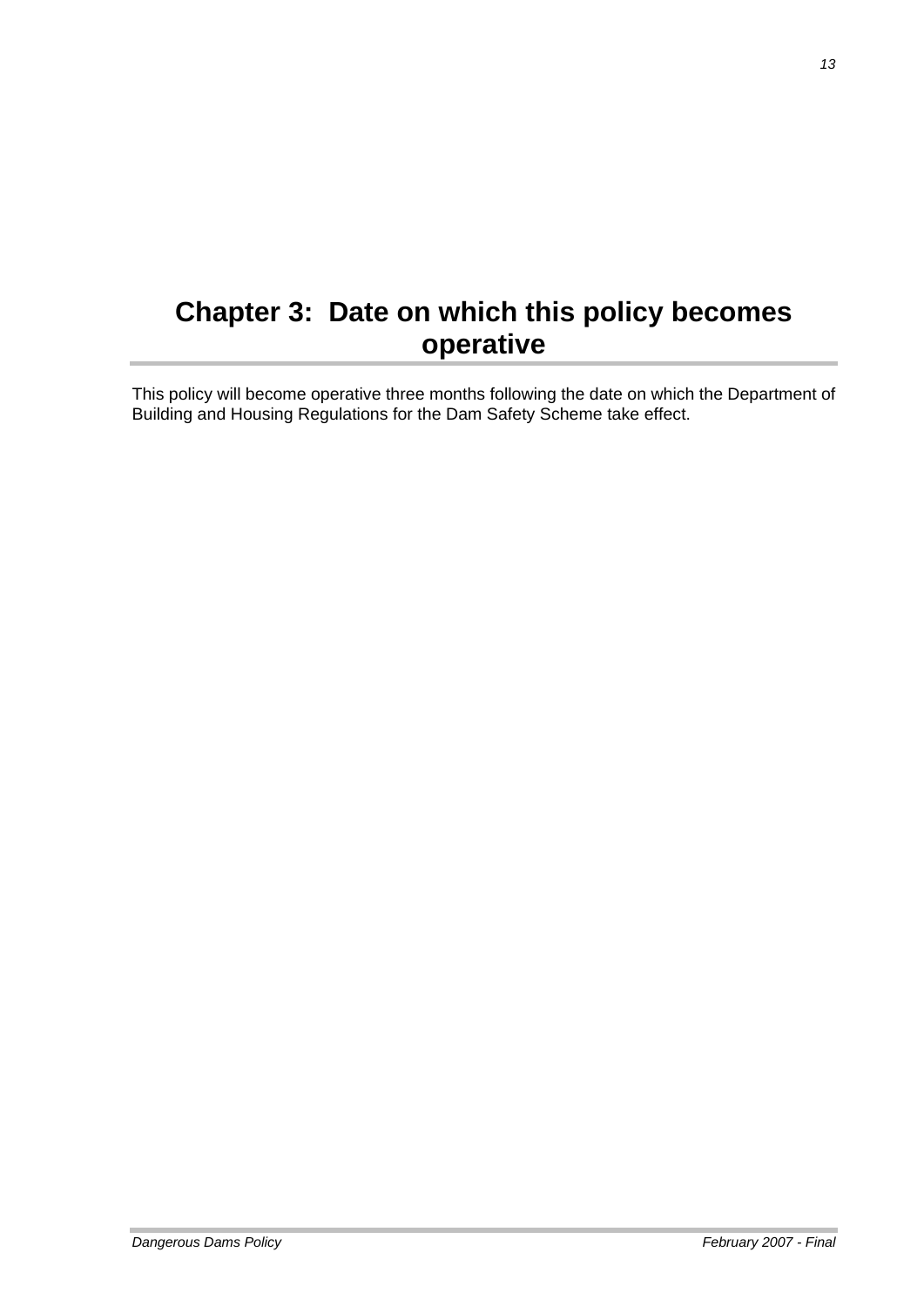# Chapter 3: Date on which this policy becomes operative

This policy will become operative three months following the date on which the Department of Building and Housing Regulations for the Dam Safety Scheme take effect.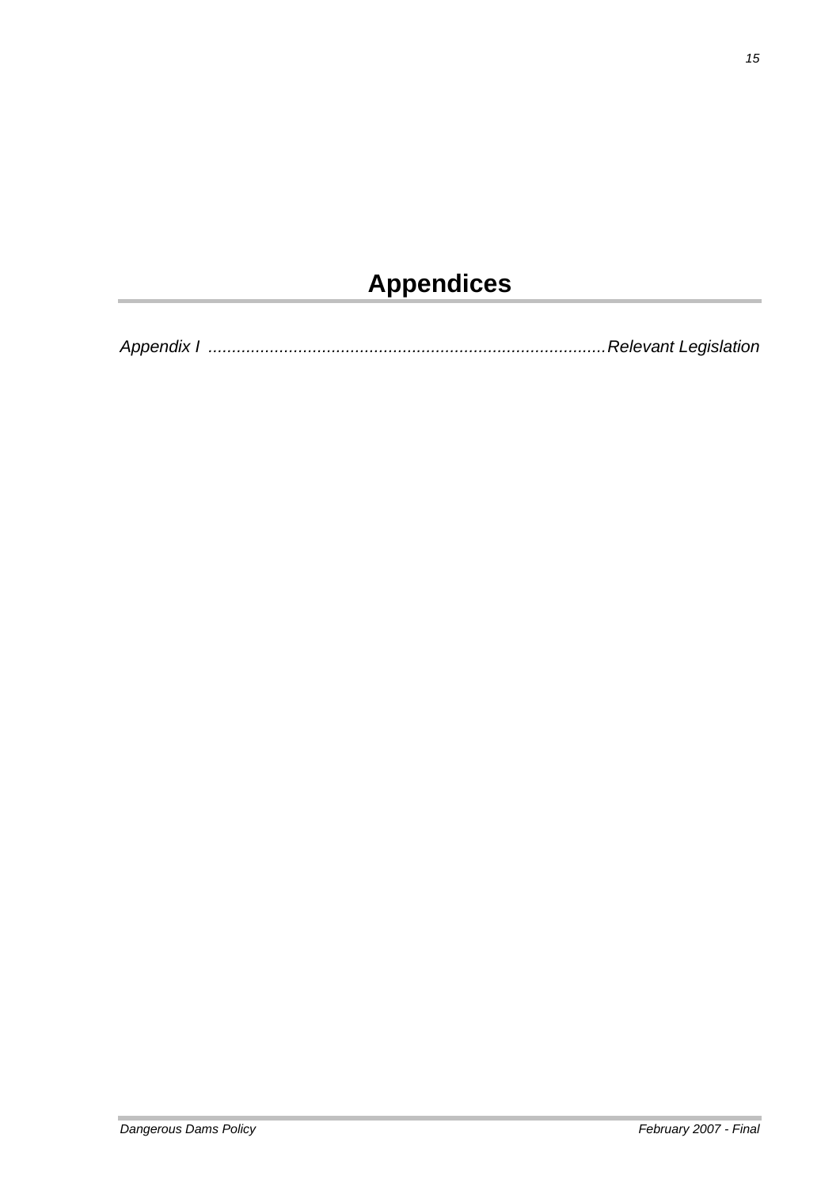# Appendices

*Appendix I .................................................................................... Relevant Legislation*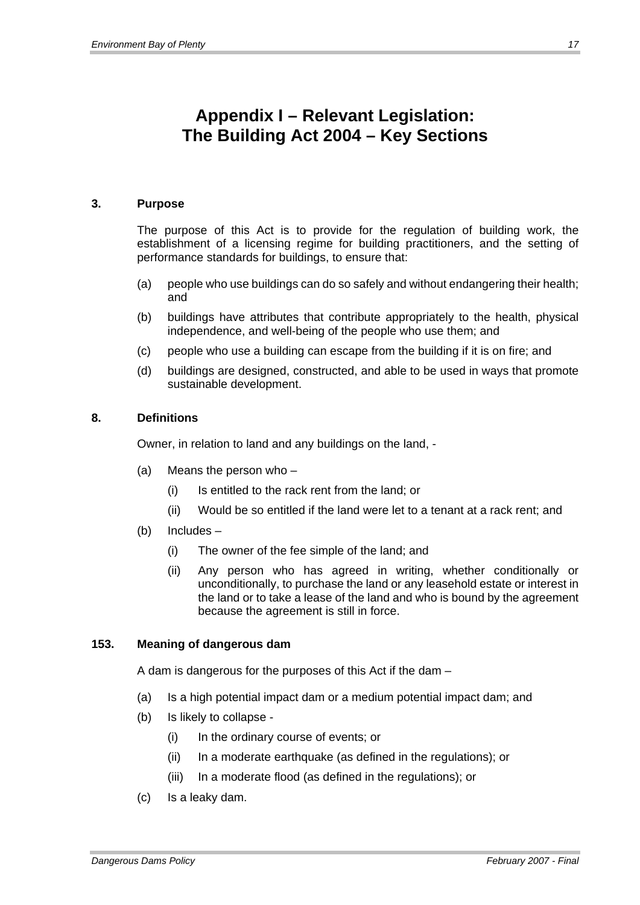# Appendix I – Relevant Legislation: The Building Act 2004 – Key Sections

### 3. Purpose

The purpose of this Act is to provide for the regulation of building work, the establishment of a licensing regime for building practitioners, and the setting of performance standards for buildings, to ensure that:

(a) people who use buildings can do so safely and without endangering their health; and

(b) buildings have attributes that contribute appropriately to the health, physical independence, and well-being of the people who use them; and

(c) people who use a building can escape from the building if it is on fire; and

(d) buildings are designed, constructed, and able to be used in ways that promote sustainable development.

### 8. Definitions

Owner, in relation to land and any buildings on the land, -

(a) Means the person who –

   (i) Is entitled to the rack rent from the land; or

   (ii) Would be so entitled if the land were let to a tenant at a rack rent; and

(b) Includes –

   (i) The owner of the fee simple of the land; and

   (ii) Any person who has agreed in writing, whether conditionally or unconditionally, to purchase the land or any leasehold estate or interest in the land or to take a lease of the land and who is bound by the agreement because the agreement is still in force.

### 153. Meaning of dangerous dam

A dam is dangerous for the purposes of this Act if the dam –

(a) Is a high potential impact dam or a medium potential impact dam; and

(b) Is likely to collapse -

   (i) In the ordinary course of events; or

   (ii) In a moderate earthquake (as defined in the regulations); or

   (iii) In a moderate flood (as defined in the regulations); or

(c) Is a leaky dam.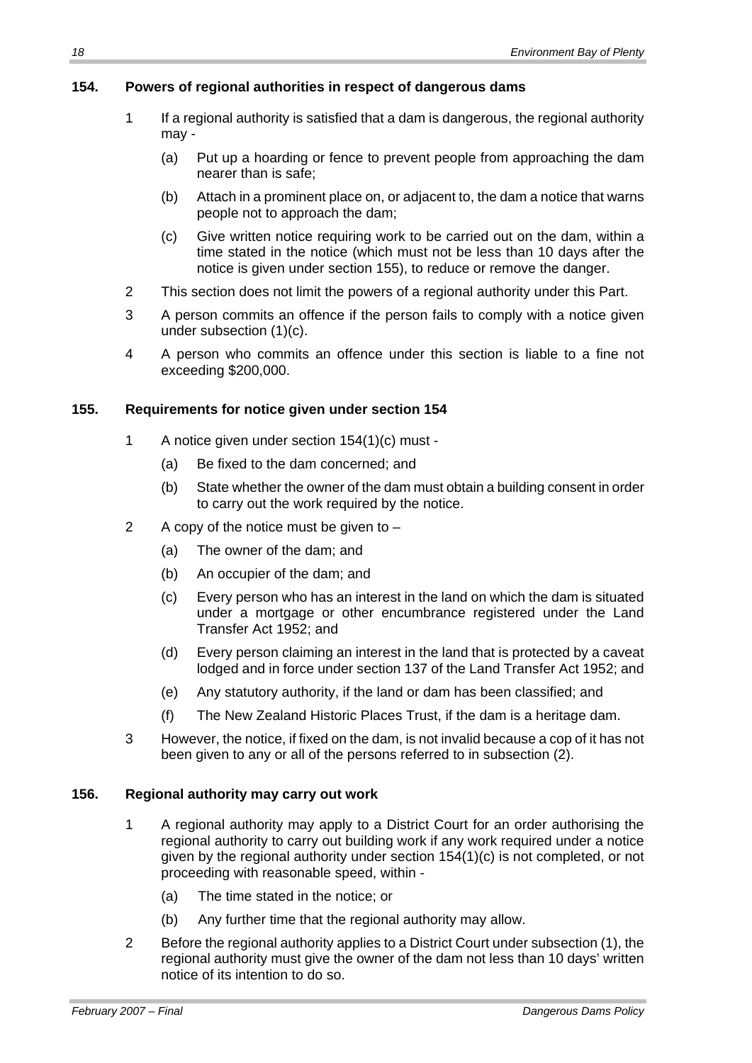### 154. Powers of regional authorities in respect of dangerous dams

1. If a regional authority is satisfied that a dam is dangerous, the regional authority may -
   - (a) Put up a hoarding or fence to prevent people from approaching the dam nearer than is safe;
   - (b) Attach in a prominent place on, or adjacent to, the dam a notice that warns people not to approach the dam;
   - (c) Give written notice requiring work to be carried out on the dam, within a time stated in the notice (which must not be less than 10 days after the notice is given under section 155), to reduce or remove the danger.
2. This section does not limit the powers of a regional authority under this Part.
3. A person commits an offence if the person fails to comply with a notice given under subsection (1)(c).
4. A person who commits an offence under this section is liable to a fine not exceeding $200,000.

### 155. Requirements for notice given under section 154

1. A notice given under section 154(1)(c) must -
   - (a) Be fixed to the dam concerned; and
   - (b) State whether the owner of the dam must obtain a building consent in order to carry out the work required by the notice.
2. A copy of the notice must be given to –
   - (a) The owner of the dam; and
   - (b) An occupier of the dam; and
   - (c) Every person who has an interest in the land on which the dam is situated under a mortgage or other encumbrance registered under the Land Transfer Act 1952; and
   - (d) Every person claiming an interest in the land that is protected by a caveat lodged and in force under section 137 of the Land Transfer Act 1952; and
   - (e) Any statutory authority, if the land or dam has been classified; and
   - (f) The New Zealand Historic Places Trust, if the dam is a heritage dam.
3. However, the notice, if fixed on the dam, is not invalid because a cop of it has not been given to any or all of the persons referred to in subsection (2).

### 156. Regional authority may carry out work

1. A regional authority may apply to a District Court for an order authorising the regional authority to carry out building work if any work required under a notice given by the regional authority under section 154(1)(c) is not completed, or not proceeding with reasonable speed, within -
   - (a) The time stated in the notice; or
   - (b) Any further time that the regional authority may allow.
2. Before the regional authority applies to a District Court under subsection (1), the regional authority must give the owner of the dam not less than 10 days' written notice of its intention to do so.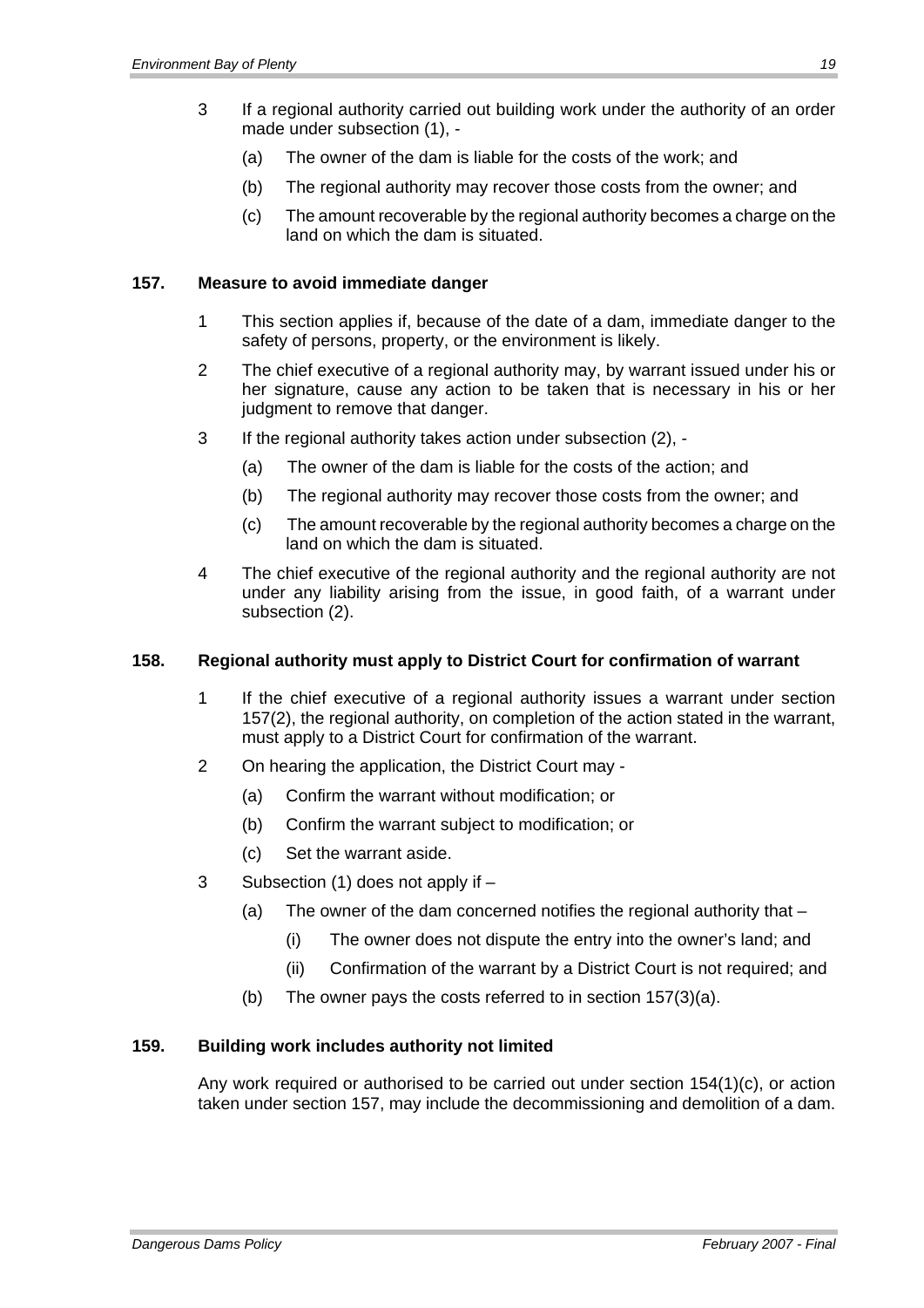3 If a regional authority carried out building work under the authority of an order made under subsection (1), -

   (a) The owner of the dam is liable for the costs of the work; and

   (b) The regional authority may recover those costs from the owner; and

   (c) The amount recoverable by the regional authority becomes a charge on the land on which the dam is situated.

### 157. Measure to avoid immediate danger

1 This section applies if, because of the date of a dam, immediate danger to the safety of persons, property, or the environment is likely.

2 The chief executive of a regional authority may, by warrant issued under his or her signature, cause any action to be taken that is necessary in his or her judgment to remove that danger.

3 If the regional authority takes action under subsection (2), -

   (a) The owner of the dam is liable for the costs of the action; and

   (b) The regional authority may recover those costs from the owner; and

   (c) The amount recoverable by the regional authority becomes a charge on the land on which the dam is situated.

4 The chief executive of the regional authority and the regional authority are not under any liability arising from the issue, in good faith, of a warrant under subsection (2).

### 158. Regional authority must apply to District Court for confirmation of warrant

1 If the chief executive of a regional authority issues a warrant under section 157(2), the regional authority, on completion of the action stated in the warrant, must apply to a District Court for confirmation of the warrant.

2 On hearing the application, the District Court may -

   (a) Confirm the warrant without modification; or

   (b) Confirm the warrant subject to modification; or

   (c) Set the warrant aside.

3 Subsection (1) does not apply if –

   (a) The owner of the dam concerned notifies the regional authority that –

      (i) The owner does not dispute the entry into the owner's land; and

      (ii) Confirmation of the warrant by a District Court is not required; and

   (b) The owner pays the costs referred to in section 157(3)(a).

### 159. Building work includes authority not limited

Any work required or authorised to be carried out under section 154(1)(c), or action taken under section 157, may include the decommissioning and demolition of a dam.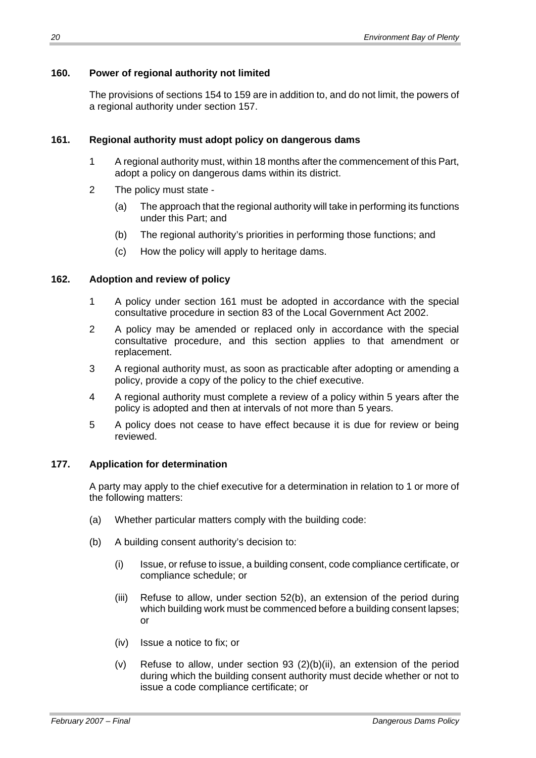### 160. Power of regional authority not limited

The provisions of sections 154 to 159 are in addition to, and do not limit, the powers of a regional authority under section 157.

### 161. Regional authority must adopt policy on dangerous dams

1. A regional authority must, within 18 months after the commencement of this Part, adopt a policy on dangerous dams within its district.
2. The policy must state -
   - (a) The approach that the regional authority will take in performing its functions under this Part; and
   - (b) The regional authority's priorities in performing those functions; and
   - (c) How the policy will apply to heritage dams.

### 162. Adoption and review of policy

1. A policy under section 161 must be adopted in accordance with the special consultative procedure in section 83 of the Local Government Act 2002.
2. A policy may be amended or replaced only in accordance with the special consultative procedure, and this section applies to that amendment or replacement.
3. A regional authority must, as soon as practicable after adopting or amending a policy, provide a copy of the policy to the chief executive.
4. A regional authority must complete a review of a policy within 5 years after the policy is adopted and then at intervals of not more than 5 years.
5. A policy does not cease to have effect because it is due for review or being reviewed.

### 177. Application for determination

A party may apply to the chief executive for a determination in relation to 1 or more of the following matters:

- (a) Whether particular matters comply with the building code:
- (b) A building consent authority's decision to:
  - (i) Issue, or refuse to issue, a building consent, code compliance certificate, or compliance schedule; or
  - (iii) Refuse to allow, under section 52(b), an extension of the period during which building work must be commenced before a building consent lapses; or
  - (iv) Issue a notice to fix; or
  - (v) Refuse to allow, under section 93 (2)(b)(ii), an extension of the period during which the building consent authority must decide whether or not to issue a code compliance certificate; or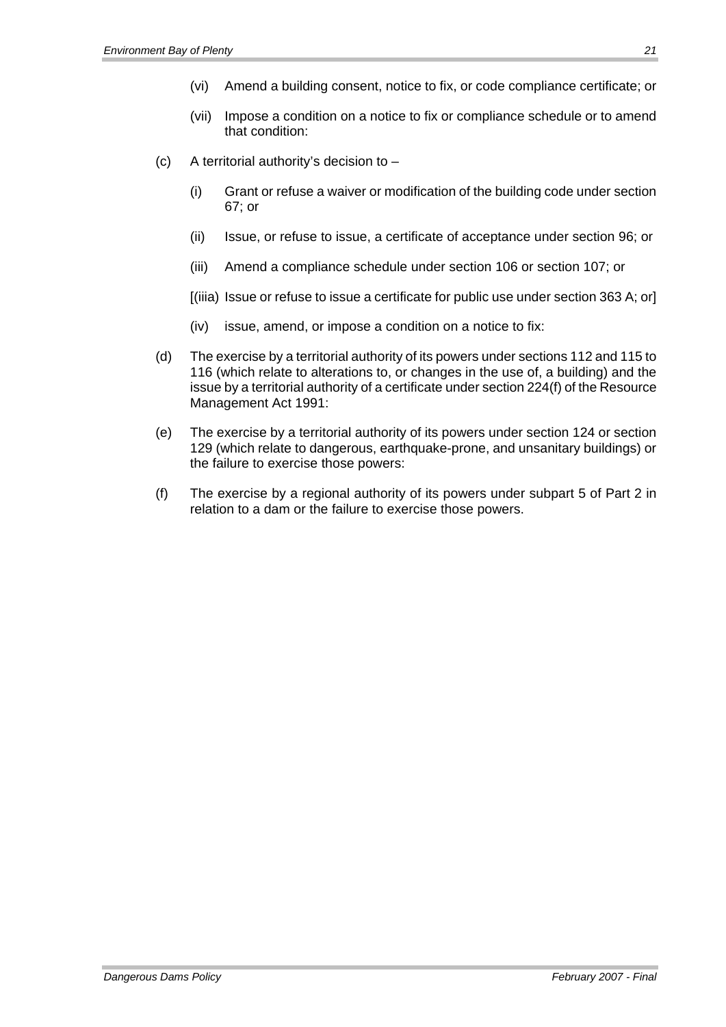(vi) Amend a building consent, notice to fix, or code compliance certificate; or

(vii) Impose a condition on a notice to fix or compliance schedule or to amend that condition:

(c) A territorial authority's decision to –

(i) Grant or refuse a waiver or modification of the building code under section 67; or

(ii) Issue, or refuse to issue, a certificate of acceptance under section 96; or

(iii) Amend a compliance schedule under section 106 or section 107; or

[(iiia) Issue or refuse to issue a certificate for public use under section 363 A; or]

(iv) issue, amend, or impose a condition on a notice to fix:

(d) The exercise by a territorial authority of its powers under sections 112 and 115 to 116 (which relate to alterations to, or changes in the use of, a building) and the issue by a territorial authority of a certificate under section 224(f) of the Resource Management Act 1991:

(e) The exercise by a territorial authority of its powers under section 124 or section 129 (which relate to dangerous, earthquake-prone, and unsanitary buildings) or the failure to exercise those powers:

(f) The exercise by a regional authority of its powers under subpart 5 of Part 2 in relation to a dam or the failure to exercise those powers.